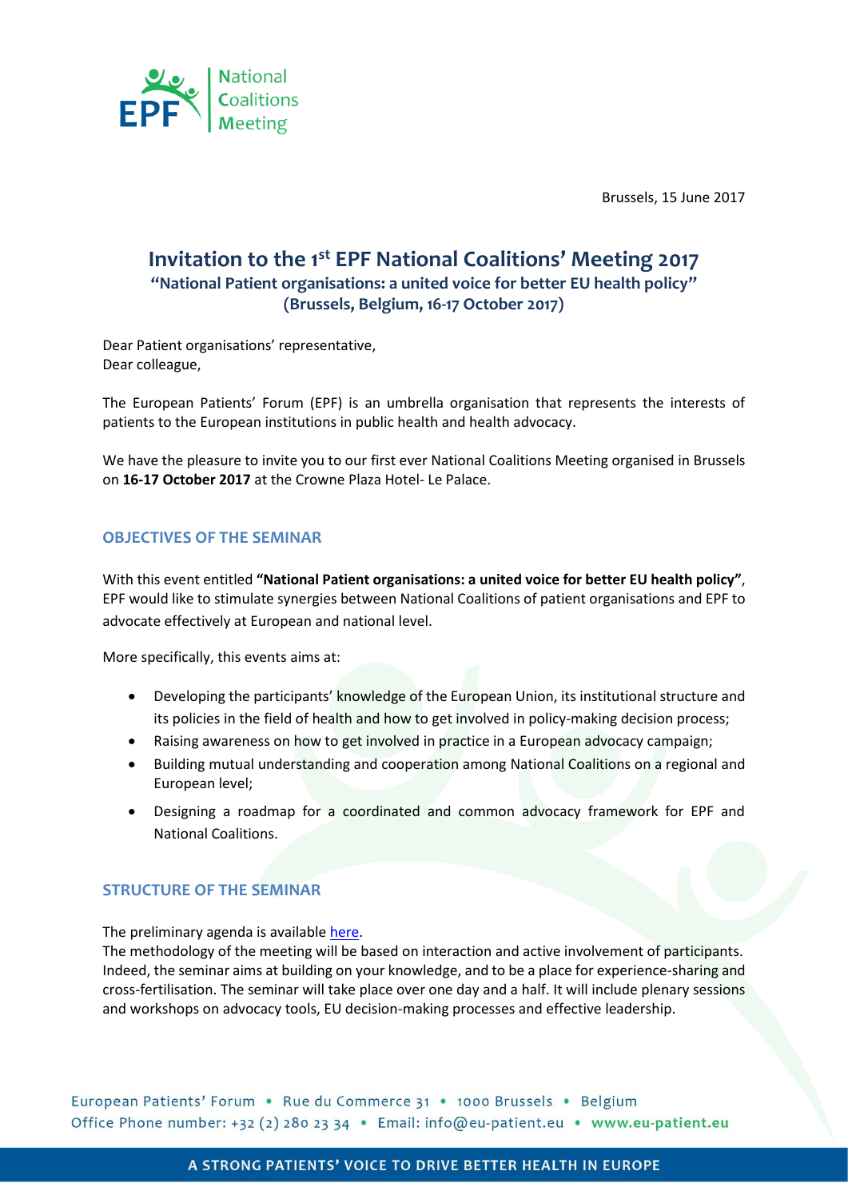Brussels, 15 June 2017

# Invitation to the 1st EPF National Coalitions' Meeting 2017

## "National Patient organisations: a united voice for better EU health policy" (Brussels, Belgium, 16-17 October 2017)

Dear Patient organisations' representative,
Dear colleague,

The European Patients' Forum (EPF) is an umbrella organisation that represents the interests of patients to the European institutions in public health and health advocacy.

We have the pleasure to invite you to our first ever National Coalitions Meeting organised in Brussels on **16-17 October 2017** at the Crowne Plaza Hotel- Le Palace.

### OBJECTIVES OF THE SEMINAR

With this event entitled **"National Patient organisations: a united voice for better EU health policy"**, EPF would like to stimulate synergies between National Coalitions of patient organisations and EPF to advocate effectively at European and national level.

More specifically, this events aims at:

- Developing the participants' knowledge of the European Union, its institutional structure and its policies in the field of health and how to get involved in policy-making decision process;
- Raising awareness on how to get involved in practice in a European advocacy campaign;
- Building mutual understanding and cooperation among National Coalitions on a regional and European level;
- Designing a roadmap for a coordinated and common advocacy framework for EPF and National Coalitions.

### STRUCTURE OF THE SEMINAR

The preliminary agenda is available here.
The methodology of the meeting will be based on interaction and active involvement of participants. Indeed, the seminar aims at building on your knowledge, and to be a place for experience-sharing and cross-fertilisation. The seminar will take place over one day and a half. It will include plenary sessions and workshops on advocacy tools, EU decision-making processes and effective leadership.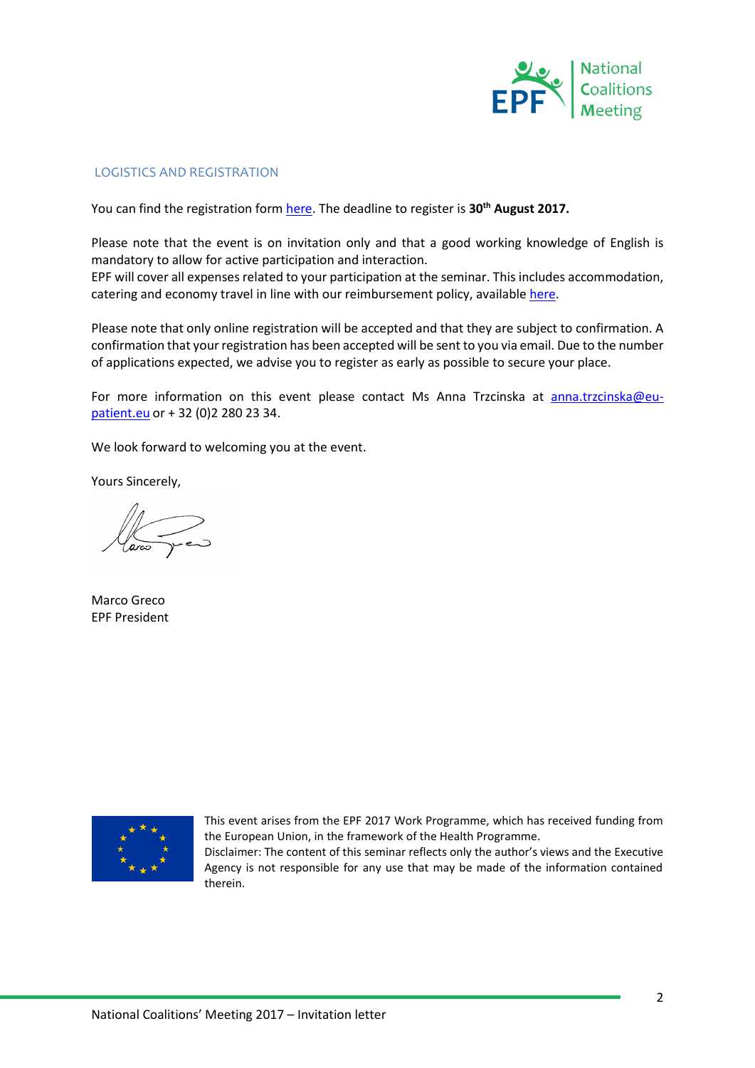## LOGISTICS AND REGISTRATION

You can find the registration form here. The deadline to register is **30th August 2017.**

Please note that the event is on invitation only and that a good working knowledge of English is mandatory to allow for active participation and interaction.
EPF will cover all expenses related to your participation at the seminar. This includes accommodation, catering and economy travel in line with our reimbursement policy, available here.

Please note that only online registration will be accepted and that they are subject to confirmation. A confirmation that your registration has been accepted will be sent to you via email. Due to the number of applications expected, we advise you to register as early as possible to secure your place.

For more information on this event please contact Ms Anna Trzcinska at anna.trzcinska@eu-patient.eu or + 32 (0)2 280 23 34.

We look forward to welcoming you at the event.

Yours Sincerely,

Marco Greco
EPF President

This event arises from the EPF 2017 Work Programme, which has received funding from the European Union, in the framework of the Health Programme.
Disclaimer: The content of this seminar reflects only the author's views and the Executive Agency is not responsible for any use that may be made of the information contained therein.